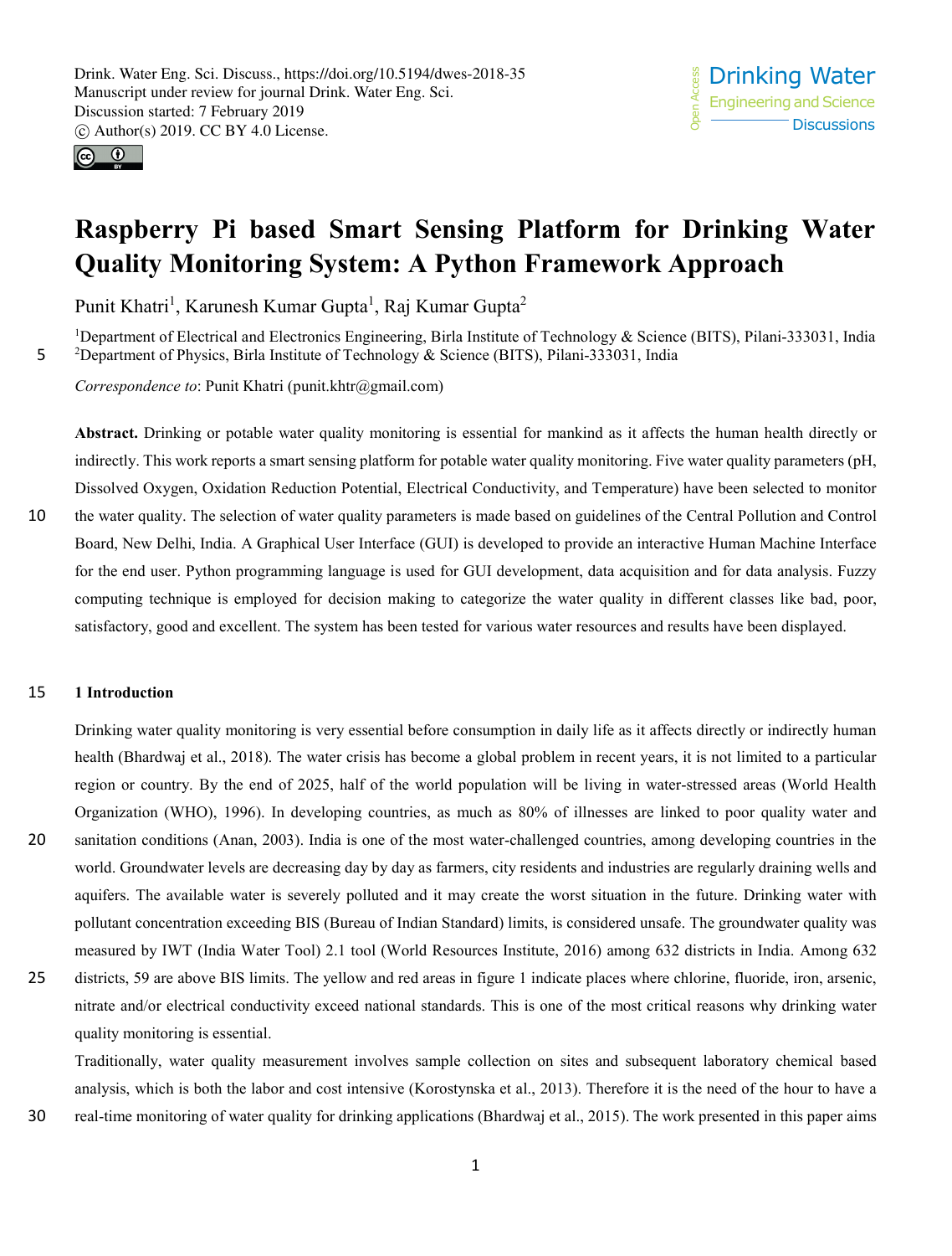# Raspberry Pi based Smart Sensing Platform for Drinking Water Quality Monitoring System: A Python Framework Approach

Punit Khatri[1], Karunesh Kumar Gupta[1], Raj Kumar Gupta[2]

[1]Department of Electrical and Electronics Engineering, Birla Institute of Technology & Science (BITS), Pilani-333031, India
[2]Department of Physics, Birla Institute of Technology & Science (BITS), Pilani-333031, India

*Correspondence to*: Punit Khatri (punit.khtr@gmail.com)

**Abstract.** Drinking or potable water quality monitoring is essential for mankind as it affects the human health directly or indirectly. This work reports a smart sensing platform for potable water quality monitoring. Five water quality parameters (pH, Dissolved Oxygen, Oxidation Reduction Potential, Electrical Conductivity, and Temperature) have been selected to monitor the water quality. The selection of water quality parameters is made based on guidelines of the Central Pollution and Control Board, New Delhi, India. A Graphical User Interface (GUI) is developed to provide an interactive Human Machine Interface for the end user. Python programming language is used for GUI development, data acquisition and for data analysis. Fuzzy computing technique is employed for decision making to categorize the water quality in different classes like bad, poor, satisfactory, good and excellent. The system has been tested for various water resources and results have been displayed.

## 1 Introduction

Drinking water quality monitoring is very essential before consumption in daily life as it affects directly or indirectly human health (Bhardwaj et al., 2018). The water crisis has become a global problem in recent years, it is not limited to a particular region or country. By the end of 2025, half of the world population will be living in water-stressed areas (World Health Organization (WHO), 1996). In developing countries, as much as 80% of illnesses are linked to poor quality water and sanitation conditions (Anan, 2003). India is one of the most water-challenged countries, among developing countries in the world. Groundwater levels are decreasing day by day as farmers, city residents and industries are regularly draining wells and aquifers. The available water is severely polluted and it may create the worst situation in the future. Drinking water with pollutant concentration exceeding BIS (Bureau of Indian Standard) limits, is considered unsafe. The groundwater quality was measured by IWT (India Water Tool) 2.1 tool (World Resources Institute, 2016) among 632 districts in India. Among 632 districts, 59 are above BIS limits. The yellow and red areas in figure 1 indicate places where chlorine, fluoride, iron, arsenic, nitrate and/or electrical conductivity exceed national standards. This is one of the most critical reasons why drinking water quality monitoring is essential.

Traditionally, water quality measurement involves sample collection on sites and subsequent laboratory chemical based analysis, which is both the labor and cost intensive (Korostynska et al., 2013). Therefore it is the need of the hour to have a real-time monitoring of water quality for drinking applications (Bhardwaj et al., 2015). The work presented in this paper aims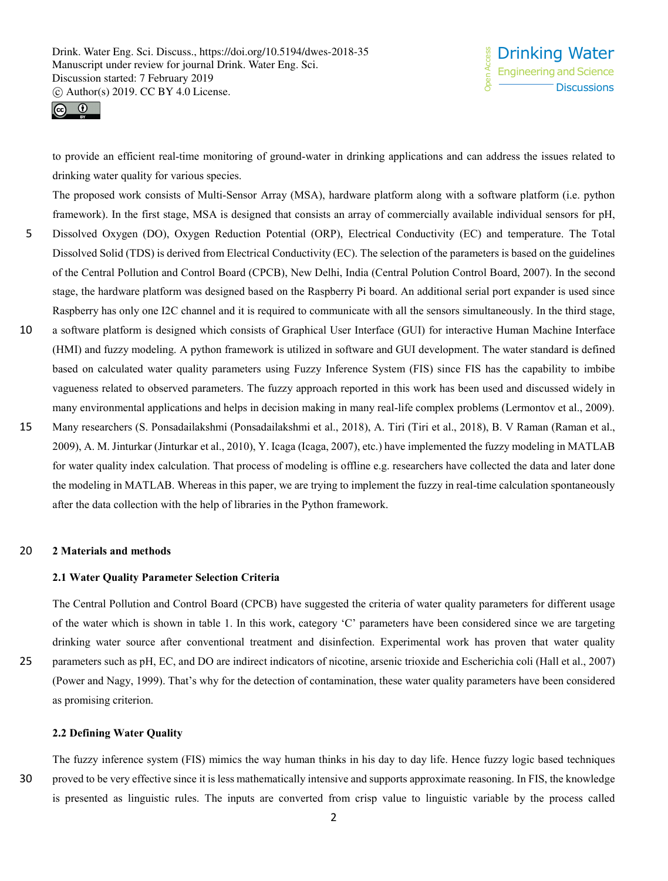to provide an efficient real-time monitoring of ground-water in drinking applications and can address the issues related to drinking water quality for various species.

The proposed work consists of Multi-Sensor Array (MSA), hardware platform along with a software platform (i.e. python framework). In the first stage, MSA is designed that consists an array of commercially available individual sensors for pH, Dissolved Oxygen (DO), Oxygen Reduction Potential (ORP), Electrical Conductivity (EC) and temperature. The Total Dissolved Solid (TDS) is derived from Electrical Conductivity (EC). The selection of the parameters is based on the guidelines of the Central Pollution and Control Board (CPCB), New Delhi, India (Central Polution Control Board, 2007). In the second stage, the hardware platform was designed based on the Raspberry Pi board. An additional serial port expander is used since Raspberry has only one I2C channel and it is required to communicate with all the sensors simultaneously. In the third stage, a software platform is designed which consists of Graphical User Interface (GUI) for interactive Human Machine Interface (HMI) and fuzzy modeling. A python framework is utilized in software and GUI development. The water standard is defined based on calculated water quality parameters using Fuzzy Inference System (FIS) since FIS has the capability to imbibe vagueness related to observed parameters. The fuzzy approach reported in this work has been used and discussed widely in many environmental applications and helps in decision making in many real-life complex problems (Lermontov et al., 2009). Many researchers (S. Ponsadailakshmi (Ponsadailakshmi et al., 2018), A. Tiri (Tiri et al., 2018), B. V Raman (Raman et al., 2009), A. M. Jinturkar (Jinturkar et al., 2010), Y. Icaga (Icaga, 2007), etc.) have implemented the fuzzy modeling in MATLAB for water quality index calculation. That process of modeling is offline e.g. researchers have collected the data and later done the modeling in MATLAB. Whereas in this paper, we are trying to implement the fuzzy in real-time calculation spontaneously after the data collection with the help of libraries in the Python framework.

## 2 Materials and methods

### 2.1 Water Quality Parameter Selection Criteria

The Central Pollution and Control Board (CPCB) have suggested the criteria of water quality parameters for different usage of the water which is shown in table 1. In this work, category 'C' parameters have been considered since we are targeting drinking water source after conventional treatment and disinfection. Experimental work has proven that water quality parameters such as pH, EC, and DO are indirect indicators of nicotine, arsenic trioxide and Escherichia coli (Hall et al., 2007) (Power and Nagy, 1999). That's why for the detection of contamination, these water quality parameters have been considered as promising criterion.

### 2.2 Defining Water Quality

The fuzzy inference system (FIS) mimics the way human thinks in his day to day life. Hence fuzzy logic based techniques proved to be very effective since it is less mathematically intensive and supports approximate reasoning. In FIS, the knowledge is presented as linguistic rules. The inputs are converted from crisp value to linguistic variable by the process called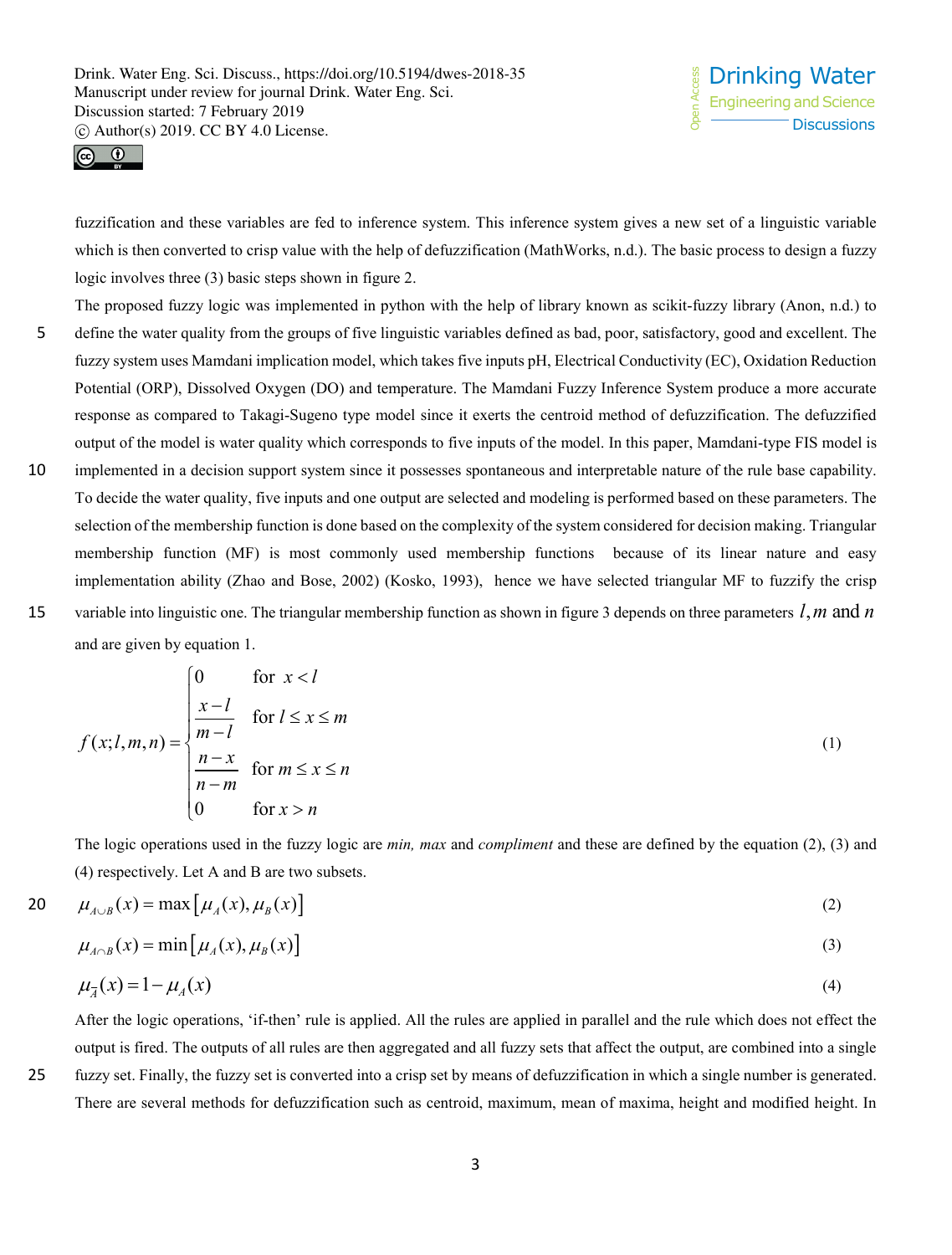fuzzification and these variables are fed to inference system. This inference system gives a new set of a linguistic variable which is then converted to crisp value with the help of defuzzification (MathWorks, n.d.). The basic process to design a fuzzy logic involves three (3) basic steps shown in figure 2.

The proposed fuzzy logic was implemented in python with the help of library known as scikit-fuzzy library (Anon, n.d.) to define the water quality from the groups of five linguistic variables defined as bad, poor, satisfactory, good and excellent. The fuzzy system uses Mamdani implication model, which takes five inputs pH, Electrical Conductivity (EC), Oxidation Reduction Potential (ORP), Dissolved Oxygen (DO) and temperature. The Mamdani Fuzzy Inference System produce a more accurate response as compared to Takagi-Sugeno type model since it exerts the centroid method of defuzzification. The defuzzified output of the model is water quality which corresponds to five inputs of the model. In this paper, Mamdani-type FIS model is implemented in a decision support system since it possesses spontaneous and interpretable nature of the rule base capability. To decide the water quality, five inputs and one output are selected and modeling is performed based on these parameters. The selection of the membership function is done based on the complexity of the system considered for decision making. Triangular membership function (MF) is most commonly used membership functions because of its linear nature and easy implementation ability (Zhao and Bose, 2002) (Kosko, 1993), hence we have selected triangular MF to fuzzify the crisp variable into linguistic one. The triangular membership function as shown in figure 3 depends on three parameters $l, m$ and $n$ and are given by equation 1.

$$f(x;l,m,n) = \begin{cases} 0 & \text{for } x < l \\ \dfrac{x-l}{m-l} & \text{for } l \le x \le m \\ \dfrac{n-x}{n-m} & \text{for } m \le x \le n \\ 0 & \text{for } x > n \end{cases} \tag{1}$$

The logic operations used in the fuzzy logic are *min, max* and *compliment* and these are defined by the equation (2), (3) and (4) respectively. Let A and B are two subsets.

$$\mu_{A \cup B}(x) = \max\left[\mu_A(x), \mu_B(x)\right] \tag{2}$$

$$\mu_{A \cap B}(x) = \min\left[\mu_A(x), \mu_B(x)\right] \tag{3}$$

$$\mu_{\bar{A}}(x) = 1 - \mu_A(x) \tag{4}$$

After the logic operations, 'if-then' rule is applied. All the rules are applied in parallel and the rule which does not effect the output is fired. The outputs of all rules are then aggregated and all fuzzy sets that affect the output, are combined into a single fuzzy set. Finally, the fuzzy set is converted into a crisp set by means of defuzzification in which a single number is generated. There are several methods for defuzzification such as centroid, maximum, mean of maxima, height and modified height. In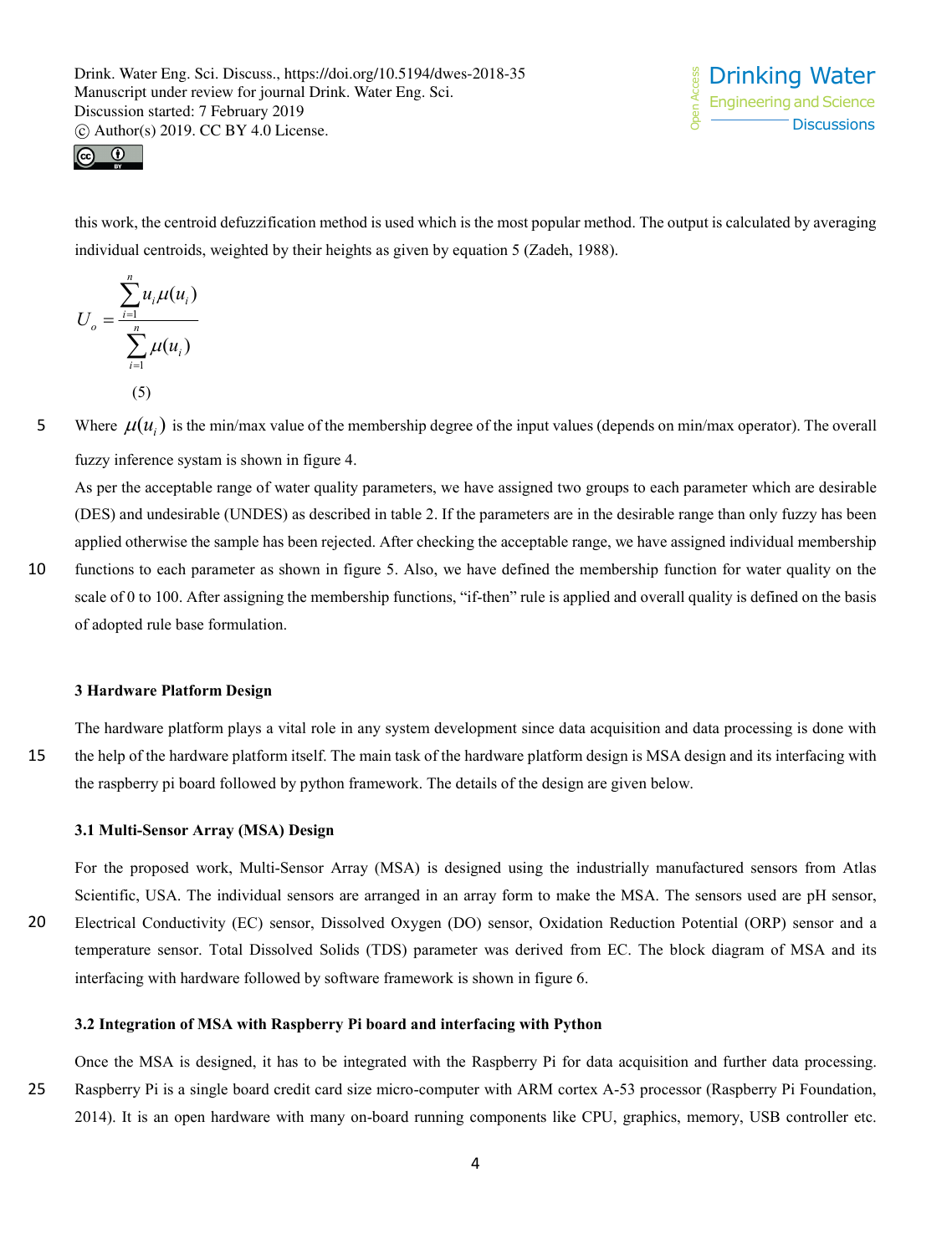this work, the centroid defuzzification method is used which is the most popular method. The output is calculated by averaging individual centroids, weighted by their heights as given by equation 5 (Zadeh, 1988).

$$U_o = \frac{\sum_{i=1}^{n} u_i \mu(u_i)}{\sum_{i=1}^{n} \mu(u_i)} \quad (5)$$

Where $\mu(u_i)$ is the min/max value of the membership degree of the input values (depends on min/max operator). The overall fuzzy inference system is shown in figure 4.

As per the acceptable range of water quality parameters, we have assigned two groups to each parameter which are desirable (DES) and undesirable (UNDES) as described in table 2. If the parameters are in the desirable range than only fuzzy has been applied otherwise the sample has been rejected. After checking the acceptable range, we have assigned individual membership functions to each parameter as shown in figure 5. Also, we have defined the membership function for water quality on the scale of 0 to 100. After assigning the membership functions, "if-then" rule is applied and overall quality is defined on the basis of adopted rule base formulation.

## 3 Hardware Platform Design

The hardware platform plays a vital role in any system development since data acquisition and data processing is done with the help of the hardware platform itself. The main task of the hardware platform design is MSA design and its interfacing with the raspberry pi board followed by python framework. The details of the design are given below.

### 3.1 Multi-Sensor Array (MSA) Design

For the proposed work, Multi-Sensor Array (MSA) is designed using the industrially manufactured sensors from Atlas Scientific, USA. The individual sensors are arranged in an array form to make the MSA. The sensors used are pH sensor, Electrical Conductivity (EC) sensor, Dissolved Oxygen (DO) sensor, Oxidation Reduction Potential (ORP) sensor and a temperature sensor. Total Dissolved Solids (TDS) parameter was derived from EC. The block diagram of MSA and its interfacing with hardware followed by software framework is shown in figure 6.

### 3.2 Integration of MSA with Raspberry Pi board and interfacing with Python

Once the MSA is designed, it has to be integrated with the Raspberry Pi for data acquisition and further data processing. Raspberry Pi is a single board credit card size micro-computer with ARM cortex A-53 processor (Raspberry Pi Foundation, 2014). It is an open hardware with many on-board running components like CPU, graphics, memory, USB controller etc.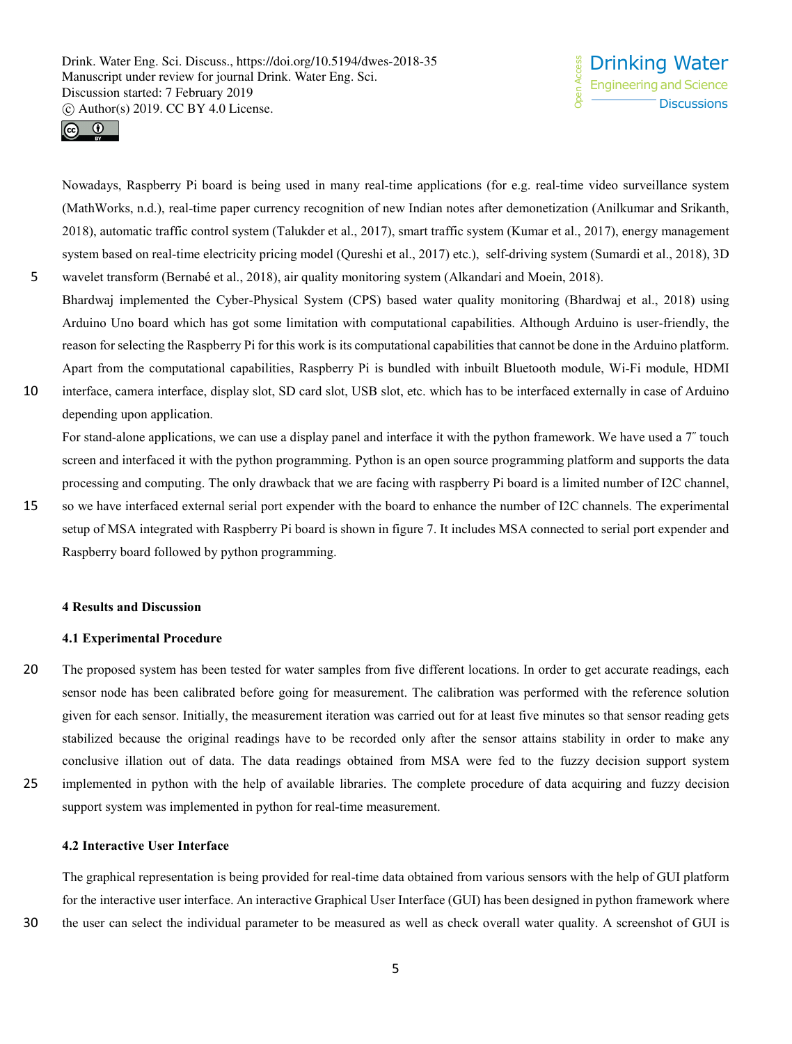Nowadays, Raspberry Pi board is being used in many real-time applications (for e.g. real-time video surveillance system (MathWorks, n.d.), real-time paper currency recognition of new Indian notes after demonetization (Anilkumar and Srikanth, 2018), automatic traffic control system (Talukder et al., 2017), smart traffic system (Kumar et al., 2017), energy management system based on real-time electricity pricing model (Qureshi et al., 2017) etc.), self-driving system (Sumardi et al., 2018), 3D wavelet transform (Bernabé et al., 2018), air quality monitoring system (Alkandari and Moein, 2018).

Bhardwaj implemented the Cyber-Physical System (CPS) based water quality monitoring (Bhardwaj et al., 2018) using Arduino Uno board which has got some limitation with computational capabilities. Although Arduino is user-friendly, the reason for selecting the Raspberry Pi for this work is its computational capabilities that cannot be done in the Arduino platform. Apart from the computational capabilities, Raspberry Pi is bundled with inbuilt Bluetooth module, Wi-Fi module, HDMI interface, camera interface, display slot, SD card slot, USB slot, etc. which has to be interfaced externally in case of Arduino depending upon application.

For stand-alone applications, we can use a display panel and interface it with the python framework. We have used a 7″ touch screen and interfaced it with the python programming. Python is an open source programming platform and supports the data processing and computing. The only drawback that we are facing with raspberry Pi board is a limited number of I2C channel, so we have interfaced external serial port expender with the board to enhance the number of I2C channels. The experimental setup of MSA integrated with Raspberry Pi board is shown in figure 7. It includes MSA connected to serial port expender and Raspberry board followed by python programming.

## 4 Results and Discussion

### 4.1 Experimental Procedure

The proposed system has been tested for water samples from five different locations. In order to get accurate readings, each sensor node has been calibrated before going for measurement. The calibration was performed with the reference solution given for each sensor. Initially, the measurement iteration was carried out for at least five minutes so that sensor reading gets stabilized because the original readings have to be recorded only after the sensor attains stability in order to make any conclusive illation out of data. The data readings obtained from MSA were fed to the fuzzy decision support system implemented in python with the help of available libraries. The complete procedure of data acquiring and fuzzy decision support system was implemented in python for real-time measurement.

### 4.2 Interactive User Interface

The graphical representation is being provided for real-time data obtained from various sensors with the help of GUI platform for the interactive user interface. An interactive Graphical User Interface (GUI) has been designed in python framework where the user can select the individual parameter to be measured as well as check overall water quality. A screenshot of GUI is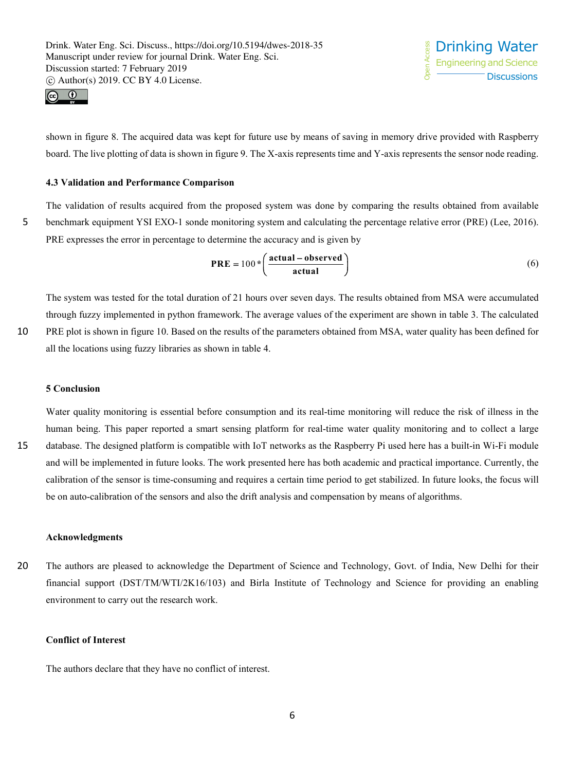shown in figure 8. The acquired data was kept for future use by means of saving in memory drive provided with Raspberry board. The live plotting of data is shown in figure 9. The X-axis represents time and Y-axis represents the sensor node reading.

### 4.3 Validation and Performance Comparison

The validation of results acquired from the proposed system was done by comparing the results obtained from available benchmark equipment YSI EXO-1 sonde monitoring system and calculating the percentage relative error (PRE) (Lee, 2016). PRE expresses the error in percentage to determine the accuracy and is given by

$$\mathbf{PRE} = 100 * \left( \frac{\mathbf{actual} - \mathbf{observed}}{\mathbf{actual}} \right) \tag{6}$$

The system was tested for the total duration of 21 hours over seven days. The results obtained from MSA were accumulated through fuzzy implemented in python framework. The average values of the experiment are shown in table 3. The calculated PRE plot is shown in figure 10. Based on the results of the parameters obtained from MSA, water quality has been defined for all the locations using fuzzy libraries as shown in table 4.

## 5 Conclusion

Water quality monitoring is essential before consumption and its real-time monitoring will reduce the risk of illness in the human being. This paper reported a smart sensing platform for real-time water quality monitoring and to collect a large database. The designed platform is compatible with IoT networks as the Raspberry Pi used here has a built-in Wi-Fi module and will be implemented in future looks. The work presented here has both academic and practical importance. Currently, the calibration of the sensor is time-consuming and requires a certain time period to get stabilized. In future looks, the focus will be on auto-calibration of the sensors and also the drift analysis and compensation by means of algorithms.

## Acknowledgments

The authors are pleased to acknowledge the Department of Science and Technology, Govt. of India, New Delhi for their financial support (DST/TM/WTI/2K16/103) and Birla Institute of Technology and Science for providing an enabling environment to carry out the research work.

## Conflict of Interest

The authors declare that they have no conflict of interest.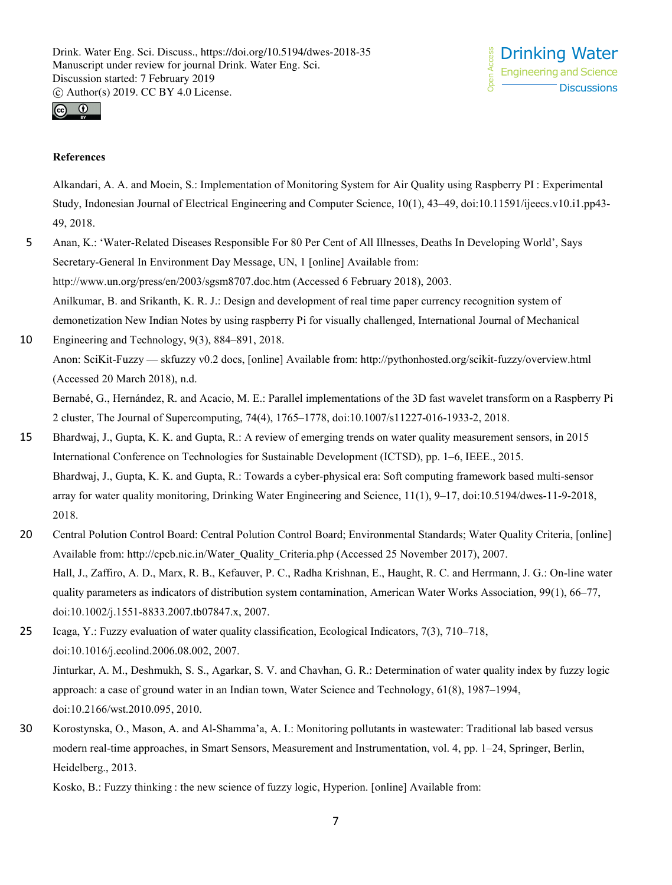**References**

Alkandari, A. A. and Moein, S.: Implementation of Monitoring System for Air Quality using Raspberry PI : Experimental Study, Indonesian Journal of Electrical Engineering and Computer Science, 10(1), 43–49, doi:10.11591/ijeecs.v10.i1.pp43-49, 2018.

Anan, K.: 'Water-Related Diseases Responsible For 80 Per Cent of All Illnesses, Deaths In Developing World', Says Secretary-General In Environment Day Message, UN, 1 [online] Available from: http://www.un.org/press/en/2003/sgsm8707.doc.htm (Accessed 6 February 2018), 2003.

Anilkumar, B. and Srikanth, K. R. J.: Design and development of real time paper currency recognition system of demonetization New Indian Notes by using raspberry Pi for visually challenged, International Journal of Mechanical Engineering and Technology, 9(3), 884–891, 2018.

Anon: SciKit-Fuzzy — skfuzzy v0.2 docs, [online] Available from: http://pythonhosted.org/scikit-fuzzy/overview.html (Accessed 20 March 2018), n.d.

Bernabé, G., Hernández, R. and Acacio, M. E.: Parallel implementations of the 3D fast wavelet transform on a Raspberry Pi 2 cluster, The Journal of Supercomputing, 74(4), 1765–1778, doi:10.1007/s11227-016-1933-2, 2018.

Bhardwaj, J., Gupta, K. K. and Gupta, R.: A review of emerging trends on water quality measurement sensors, in 2015 International Conference on Technologies for Sustainable Development (ICTSD), pp. 1–6, IEEE., 2015.

Bhardwaj, J., Gupta, K. K. and Gupta, R.: Towards a cyber-physical era: Soft computing framework based multi-sensor array for water quality monitoring, Drinking Water Engineering and Science, 11(1), 9–17, doi:10.5194/dwes-11-9-2018, 2018.

Central Polution Control Board: Central Polution Control Board; Environmental Standards; Water Quality Criteria, [online] Available from: http://cpcb.nic.in/Water_Quality_Criteria.php (Accessed 25 November 2017), 2007.

Hall, J., Zaffiro, A. D., Marx, R. B., Kefauver, P. C., Radha Krishnan, E., Haught, R. C. and Herrmann, J. G.: On-line water quality parameters as indicators of distribution system contamination, American Water Works Association, 99(1), 66–77, doi:10.1002/j.1551-8833.2007.tb07847.x, 2007.

Icaga, Y.: Fuzzy evaluation of water quality classification, Ecological Indicators, 7(3), 710–718, doi:10.1016/j.ecolind.2006.08.002, 2007.

Jinturkar, A. M., Deshmukh, S. S., Agarkar, S. V. and Chavhan, G. R.: Determination of water quality index by fuzzy logic approach: a case of ground water in an Indian town, Water Science and Technology, 61(8), 1987–1994, doi:10.2166/wst.2010.095, 2010.

Korostynska, O., Mason, A. and Al-Shamma'a, A. I.: Monitoring pollutants in wastewater: Traditional lab based versus modern real-time approaches, in Smart Sensors, Measurement and Instrumentation, vol. 4, pp. 1–24, Springer, Berlin, Heidelberg., 2013.

Kosko, B.: Fuzzy thinking : the new science of fuzzy logic, Hyperion. [online] Available from: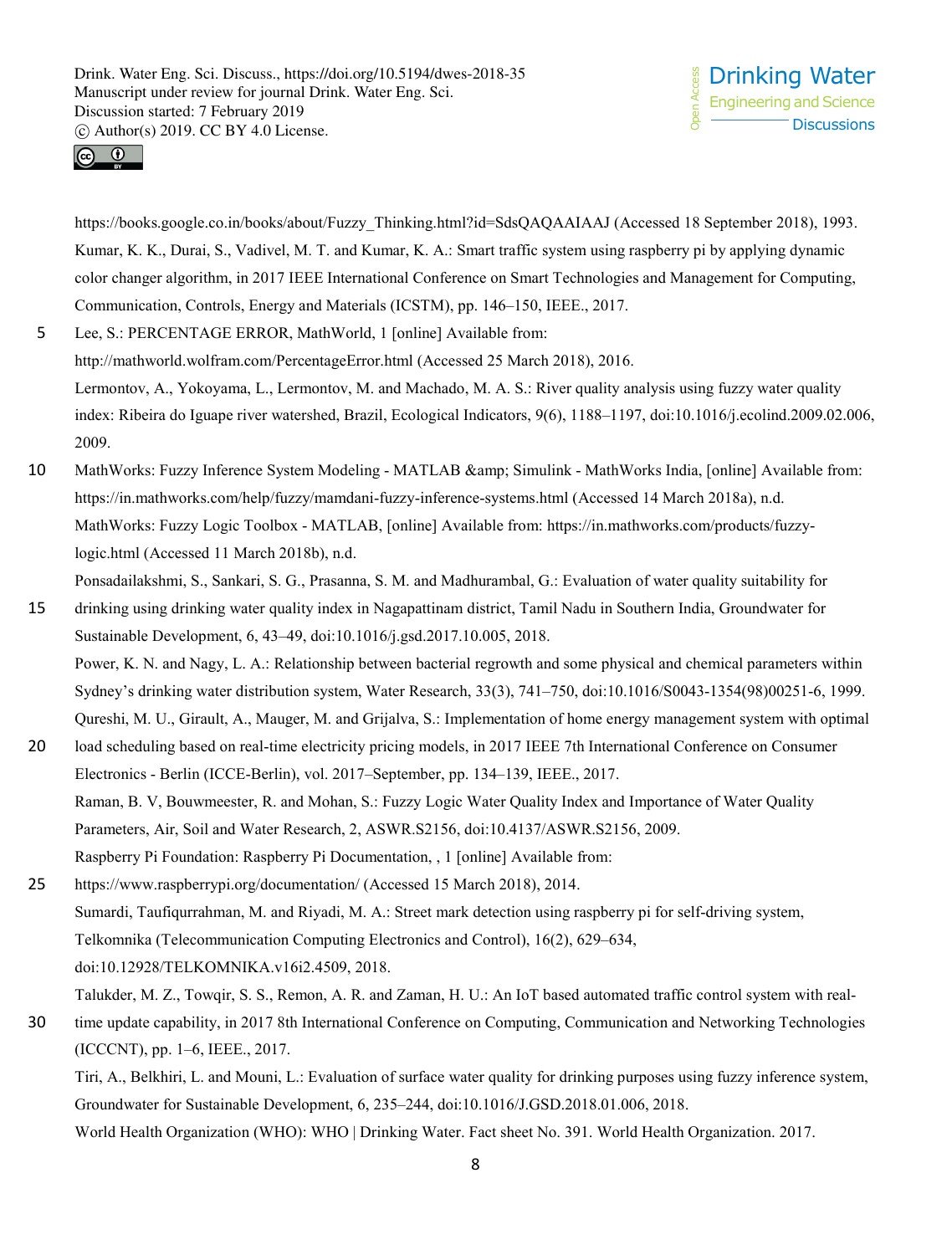https://books.google.co.in/books/about/Fuzzy_Thinking.html?id=SdsQAQAAIAAJ (Accessed 18 September 2018), 1993.

Kumar, K. K., Durai, S., Vadivel, M. T. and Kumar, K. A.: Smart traffic system using raspberry pi by applying dynamic color changer algorithm, in 2017 IEEE International Conference on Smart Technologies and Management for Computing, Communication, Controls, Energy and Materials (ICSTM), pp. 146–150, IEEE., 2017.

Lee, S.: PERCENTAGE ERROR, MathWorld, 1 [online] Available from: http://mathworld.wolfram.com/PercentageError.html (Accessed 25 March 2018), 2016.

Lermontov, A., Yokoyama, L., Lermontov, M. and Machado, M. A. S.: River quality analysis using fuzzy water quality index: Ribeira do Iguape river watershed, Brazil, Ecological Indicators, 9(6), 1188–1197, doi:10.1016/j.ecolind.2009.02.006, 2009.

MathWorks: Fuzzy Inference System Modeling - MATLAB &amp; Simulink - MathWorks India, [online] Available from: https://in.mathworks.com/help/fuzzy/mamdani-fuzzy-inference-systems.html (Accessed 14 March 2018a), n.d.

MathWorks: Fuzzy Logic Toolbox - MATLAB, [online] Available from: https://in.mathworks.com/products/fuzzy-logic.html (Accessed 11 March 2018b), n.d.

Ponsadailakshmi, S., Sankari, S. G., Prasanna, S. M. and Madhurambal, G.: Evaluation of water quality suitability for drinking using drinking water quality index in Nagapattinam district, Tamil Nadu in Southern India, Groundwater for Sustainable Development, 6, 43–49, doi:10.1016/j.gsd.2017.10.005, 2018.

Power, K. N. and Nagy, L. A.: Relationship between bacterial regrowth and some physical and chemical parameters within Sydney's drinking water distribution system, Water Research, 33(3), 741–750, doi:10.1016/S0043-1354(98)00251-6, 1999.

Qureshi, M. U., Girault, A., Mauger, M. and Grijalva, S.: Implementation of home energy management system with optimal load scheduling based on real-time electricity pricing models, in 2017 IEEE 7th International Conference on Consumer Electronics - Berlin (ICCE-Berlin), vol. 2017–September, pp. 134–139, IEEE., 2017.

Raman, B. V, Bouwmeester, R. and Mohan, S.: Fuzzy Logic Water Quality Index and Importance of Water Quality Parameters, Air, Soil and Water Research, 2, ASWR.S2156, doi:10.4137/ASWR.S2156, 2009.

Raspberry Pi Foundation: Raspberry Pi Documentation, , 1 [online] Available from: https://www.raspberrypi.org/documentation/ (Accessed 15 March 2018), 2014.

Sumardi, Taufiqurrahman, M. and Riyadi, M. A.: Street mark detection using raspberry pi for self-driving system, Telkomnika (Telecommunication Computing Electronics and Control), 16(2), 629–634, doi:10.12928/TELKOMNIKA.v16i2.4509, 2018.

Talukder, M. Z., Towqir, S. S., Remon, A. R. and Zaman, H. U.: An IoT based automated traffic control system with real-time update capability, in 2017 8th International Conference on Computing, Communication and Networking Technologies (ICCCNT), pp. 1–6, IEEE., 2017.

Tiri, A., Belkhiri, L. and Mouni, L.: Evaluation of surface water quality for drinking purposes using fuzzy inference system, Groundwater for Sustainable Development, 6, 235–244, doi:10.1016/J.GSD.2018.01.006, 2018.

World Health Organization (WHO): WHO | Drinking Water. Fact sheet No. 391. World Health Organization. 2017.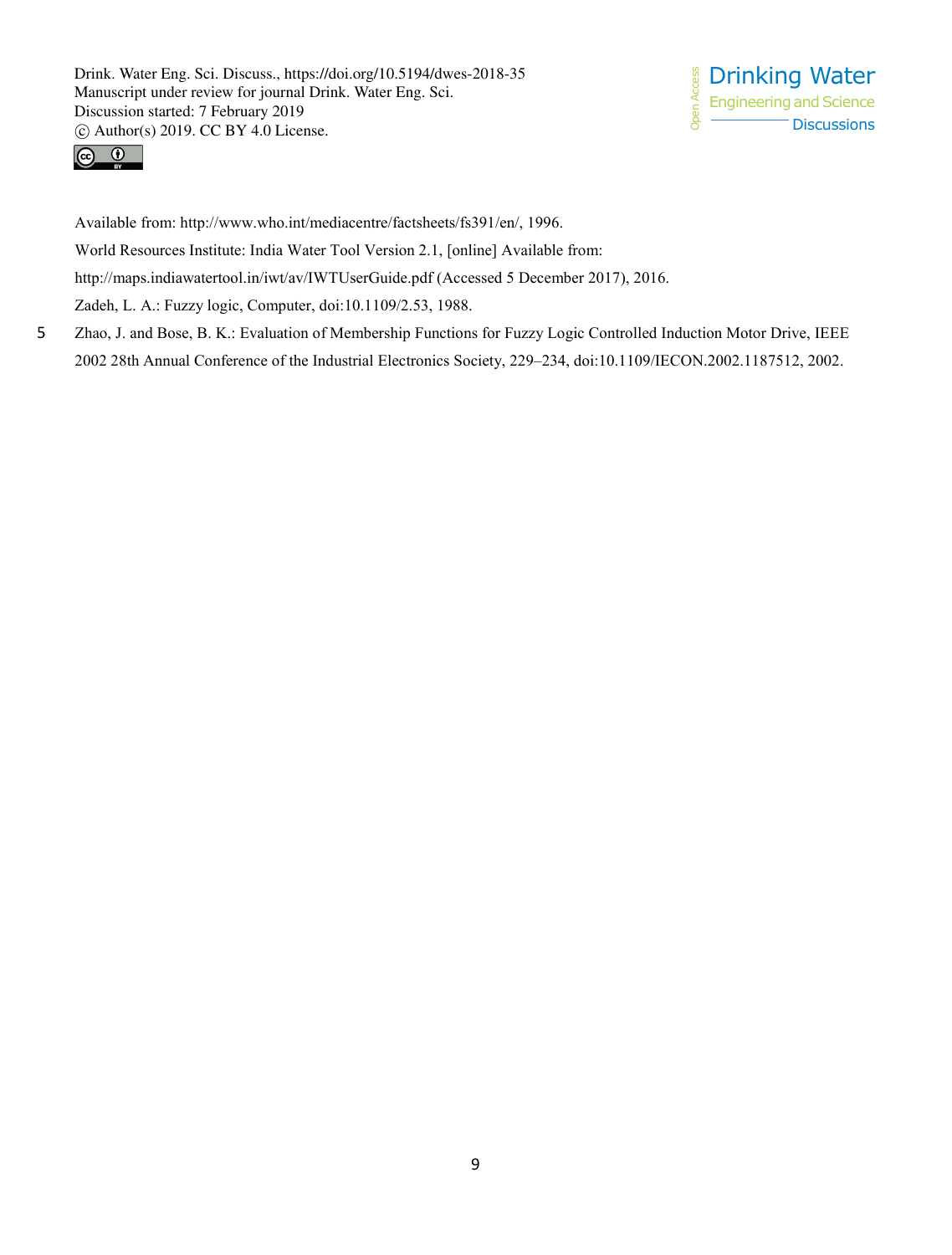Available from: http://www.who.int/mediacentre/factsheets/fs391/en/, 1996.

World Resources Institute: India Water Tool Version 2.1, [online] Available from: http://maps.indiawatertool.in/iwt/av/IWTUserGuide.pdf (Accessed 5 December 2017), 2016.

Zadeh, L. A.: Fuzzy logic, Computer, doi:10.1109/2.53, 1988.

Zhao, J. and Bose, B. K.: Evaluation of Membership Functions for Fuzzy Logic Controlled Induction Motor Drive, IEEE 2002 28th Annual Conference of the Industrial Electronics Society, 229–234, doi:10.1109/IECON.2002.1187512, 2002.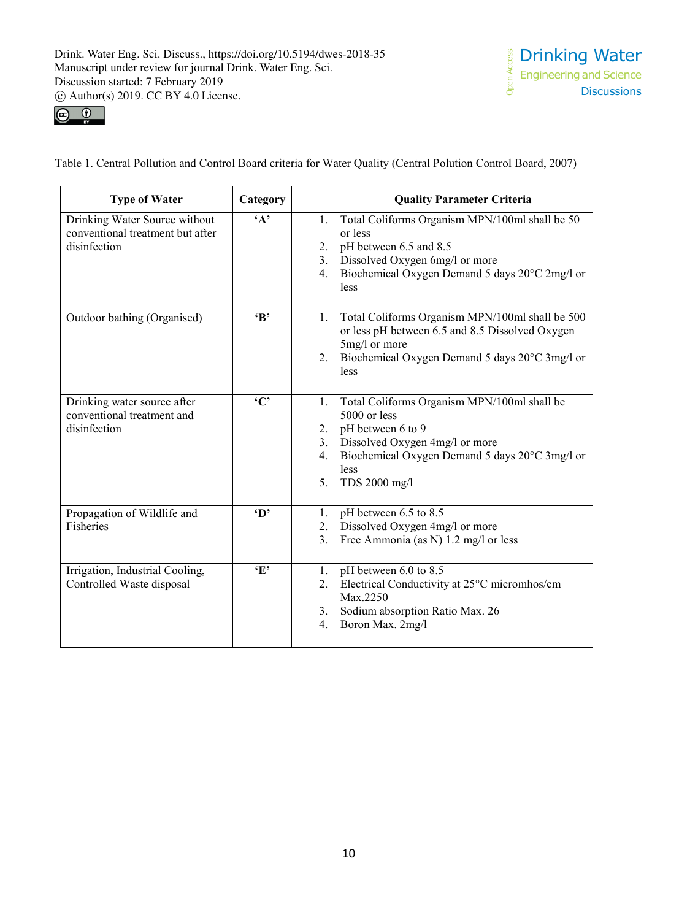Table 1. Central Pollution and Control Board criteria for Water Quality (Central Polution Control Board, 2007)

| Type of Water | Category | Quality Parameter Criteria |
|---|---|---|
| Drinking Water Source without conventional treatment but after disinfection | 'A' | 1. Total Coliforms Organism MPN/100ml shall be 50 or less<br>2. pH between 6.5 and 8.5<br>3. Dissolved Oxygen 6mg/l or more<br>4. Biochemical Oxygen Demand 5 days 20°C 2mg/l or less |
| Outdoor bathing (Organised) | 'B' | 1. Total Coliforms Organism MPN/100ml shall be 500 or less pH between 6.5 and 8.5 Dissolved Oxygen 5mg/l or more<br>2. Biochemical Oxygen Demand 5 days 20°C 3mg/l or less |
| Drinking water source after conventional treatment and disinfection | 'C' | 1. Total Coliforms Organism MPN/100ml shall be 5000 or less<br>2. pH between 6 to 9<br>3. Dissolved Oxygen 4mg/l or more<br>4. Biochemical Oxygen Demand 5 days 20°C 3mg/l or less<br>5. TDS 2000 mg/l |
| Propagation of Wildlife and Fisheries | 'D' | 1. pH between 6.5 to 8.5<br>2. Dissolved Oxygen 4mg/l or more<br>3. Free Ammonia (as N) 1.2 mg/l or less |
| Irrigation, Industrial Cooling, Controlled Waste disposal | 'E' | 1. pH between 6.0 to 8.5<br>2. Electrical Conductivity at 25°C micromhos/cm Max.2250<br>3. Sodium absorption Ratio Max. 26<br>4. Boron Max. 2mg/l |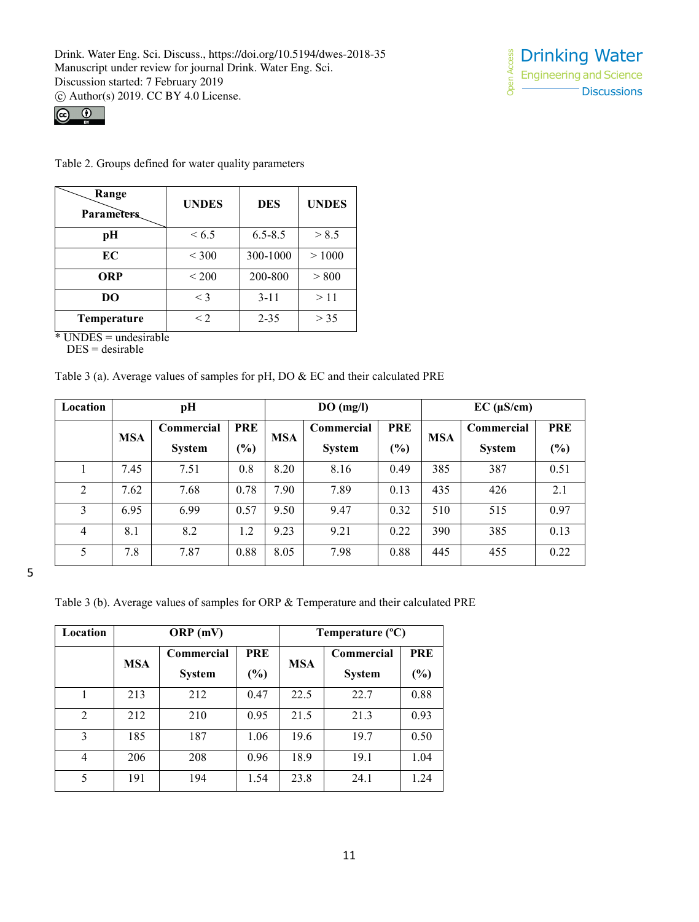Table 2. Groups defined for water quality parameters

| Range / Parameters | UNDES | DES | UNDES |
|---|---|---|---|
| pH | < 6.5 | 6.5-8.5 | > 8.5 |
| EC | < 300 | 300-1000 | > 1000 |
| ORP | < 200 | 200-800 | > 800 |
| DO | < 3 | 3-11 | > 11 |
| Temperature | < 2 | 2-35 | > 35 |

* UNDES = undesirable
DES = desirable

Table 3 (a). Average values of samples for pH, DO & EC and their calculated PRE

| Location | pH | | | DO (mg/l) | | | EC (µS/cm) | | |
|---|---|---|---|---|---|---|---|---|---|
| | MSA | Commercial System | PRE (%) | MSA | Commercial System | PRE (%) | MSA | Commercial System | PRE (%) |
| 1 | 7.45 | 7.51 | 0.8 | 8.20 | 8.16 | 0.49 | 385 | 387 | 0.51 |
| 2 | 7.62 | 7.68 | 0.78 | 7.90 | 7.89 | 0.13 | 435 | 426 | 2.1 |
| 3 | 6.95 | 6.99 | 0.57 | 9.50 | 9.47 | 0.32 | 510 | 515 | 0.97 |
| 4 | 8.1 | 8.2 | 1.2 | 9.23 | 9.21 | 0.22 | 390 | 385 | 0.13 |
| 5 | 7.8 | 7.87 | 0.88 | 8.05 | 7.98 | 0.88 | 445 | 455 | 0.22 |

Table 3 (b). Average values of samples for ORP & Temperature and their calculated PRE

| Location | ORP (mV) | | | Temperature (ºC) | | |
|---|---|---|---|---|---|---|
| | MSA | Commercial System | PRE (%) | MSA | Commercial System | PRE (%) |
| 1 | 213 | 212 | 0.47 | 22.5 | 22.7 | 0.88 |
| 2 | 212 | 210 | 0.95 | 21.5 | 21.3 | 0.93 |
| 3 | 185 | 187 | 1.06 | 19.6 | 19.7 | 0.50 |
| 4 | 206 | 208 | 0.96 | 18.9 | 19.1 | 1.04 |
| 5 | 191 | 194 | 1.54 | 23.8 | 24.1 | 1.24 |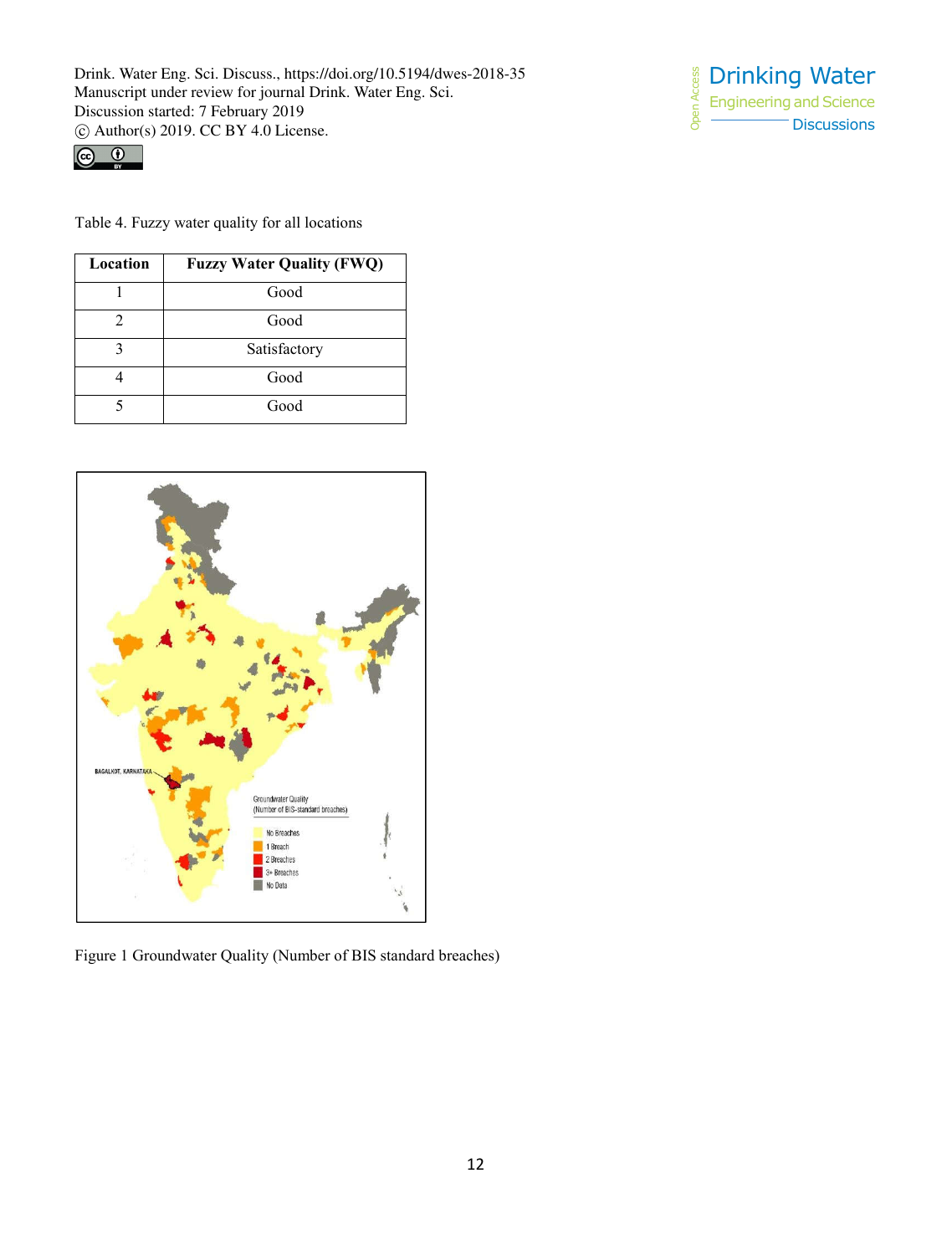Table 4. Fuzzy water quality for all locations

| Location | Fuzzy Water Quality (FWQ) |
|---|---|
| 1 | Good |
| 2 | Good |
| 3 | Satisfactory |
| 4 | Good |
| 5 | Good |

BAGALKOT, KARNATAKA

Groundwater Quality
(Number of BIS-standard breaches)

No Breaches
1 Breach
2 Breaches
3+ Breaches
No Data

Figure 1 Groundwater Quality (Number of BIS standard breaches)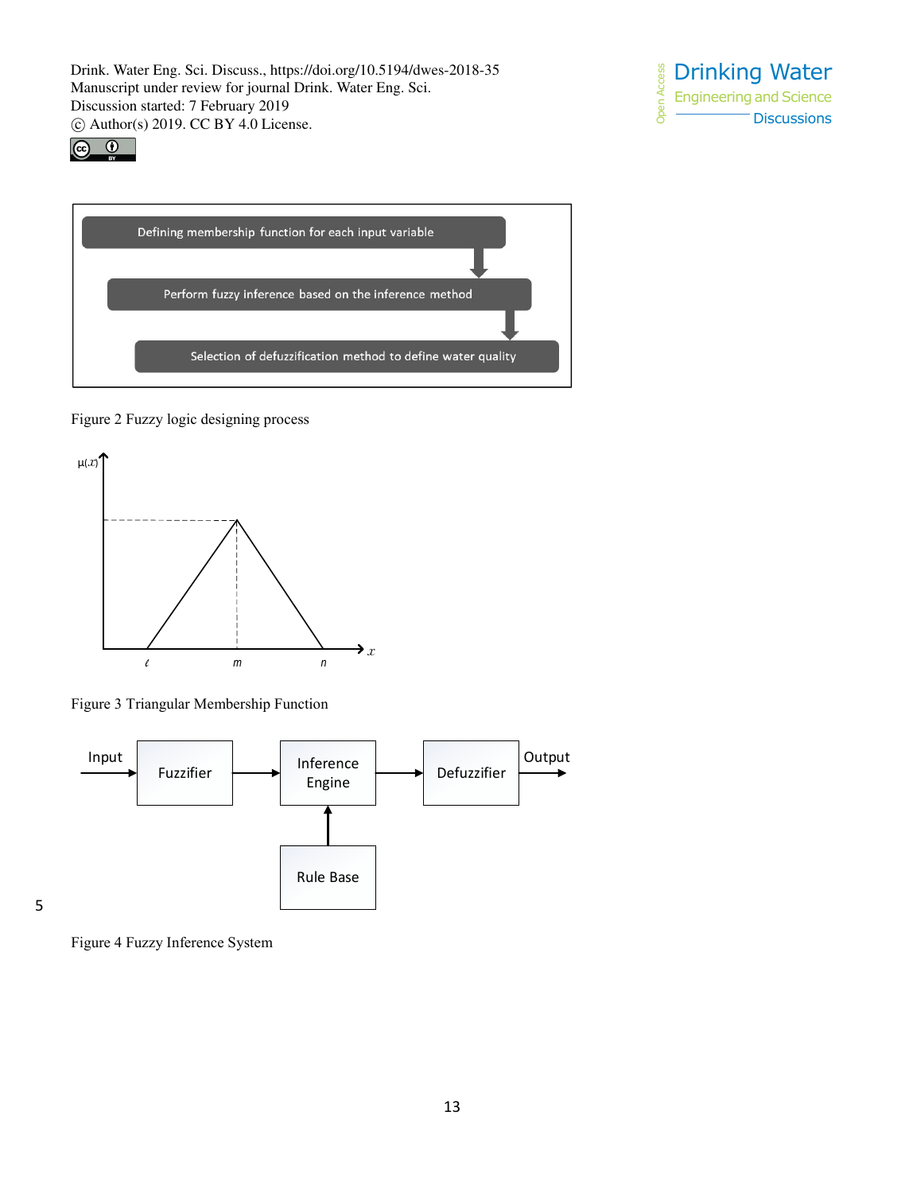Defining membership function for each input variable

Perform fuzzy inference based on the inference method

Selection of defuzzification method to define water quality

Figure 2 Fuzzy logic designing process

μ(x)

ℓ

m

n

x

Figure 3 Triangular Membership Function

Input

Fuzzifier

Inference Engine

Defuzzifier

Output

Rule Base

Figure 4 Fuzzy Inference System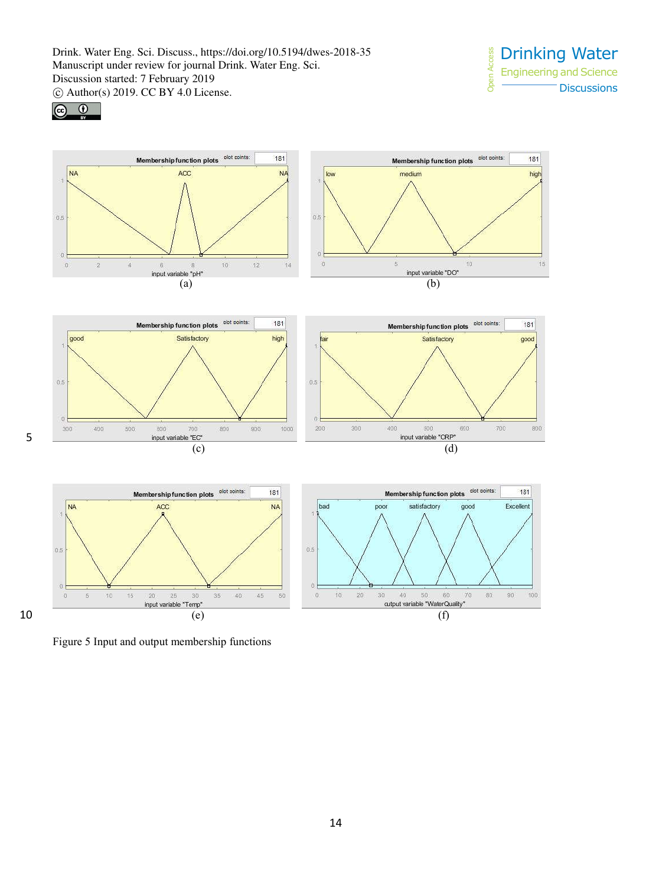Membership function plots plot points: 181

NA ACC NA

0 2 4 6 8 10 12 14

input variable "pH"

(a)

Membership function plots plot points: 181

low medium high

0 5 10 15

input variable "DO"

(b)

Membership function plots plot points: 181

good Satisfactory high

300 400 500 600 700 800 900 1000

input variable "EC"

(c)

Membership function plots plot points: 181

fair Satisfactory good

200 300 400 500 600 700 800

input variable "ORP"

(d)

Membership function plots plot points: 181

NA ACC NA

0 5 10 15 20 25 30 35 40 45 50

input variable "Temp"

(e)

Membership function plots plot points: 181

bad poor satisfactory good Excellent

0 10 20 30 40 50 60 70 80 90 100

output variable "WaterQuality"

(f)

Figure 5 Input and output membership functions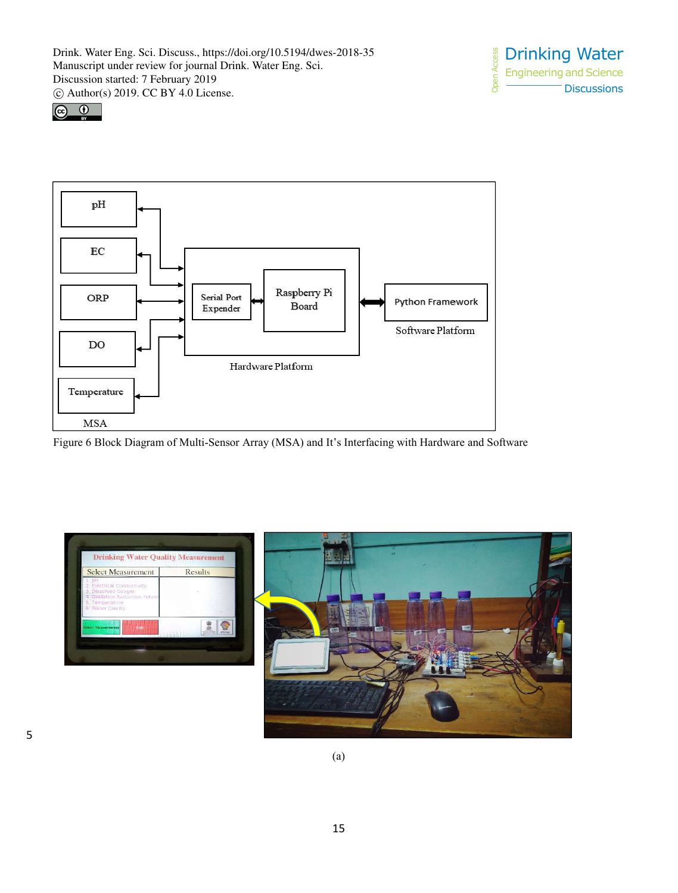pH

EC

ORP

DO

Temperature

MSA

Serial Port Expender

Raspberry Pi Board

Hardware Platform

Python Framework

Software Platform

Figure 6 Block Diagram of Multi-Sensor Array (MSA) and It's Interfacing with Hardware and Software

Drinking Water Quality Measurement

Select Measurement

Results

1. pH
2. Electrical Conductivity
3. Dissolved Oxygen
4. Oxidation Reduction Potent
5. Temperature
6. Water Quality

(a)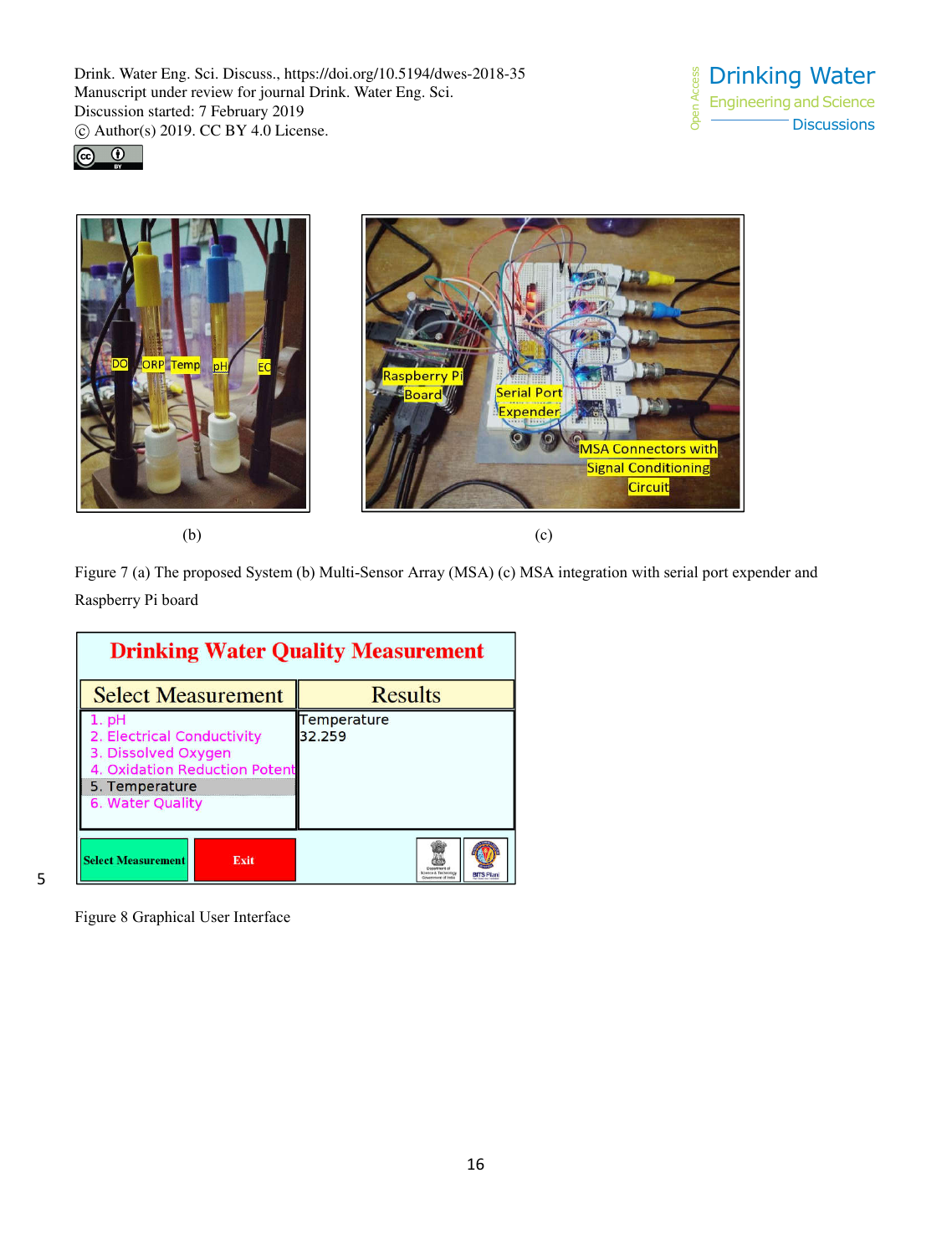(b)

(c)

Figure 7 (a) The proposed System (b) Multi-Sensor Array (MSA) (c) MSA integration with serial port expender and Raspberry Pi board

Figure 8 Graphical User Interface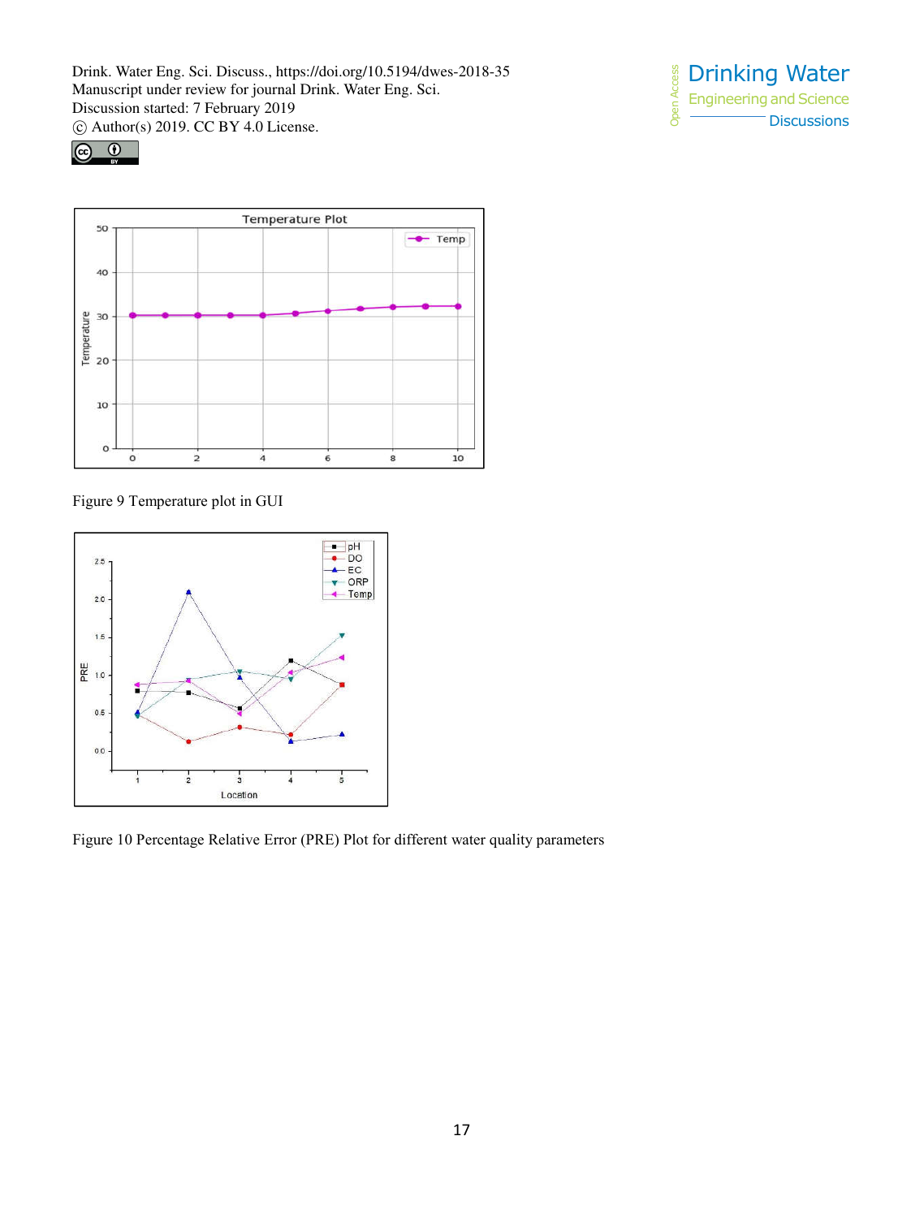Temperature Plot

Temp

50

40

30

20

10

0

Temperature

0 2 4 6 8 10

Figure 9 Temperature plot in GUI

pH

DO

EC

ORP

Temp

2.5

2.0

1.5

1.0

0.5

0.0

PRE

1 2 3 4 5

Location

Figure 10 Percentage Relative Error (PRE) Plot for different water quality parameters